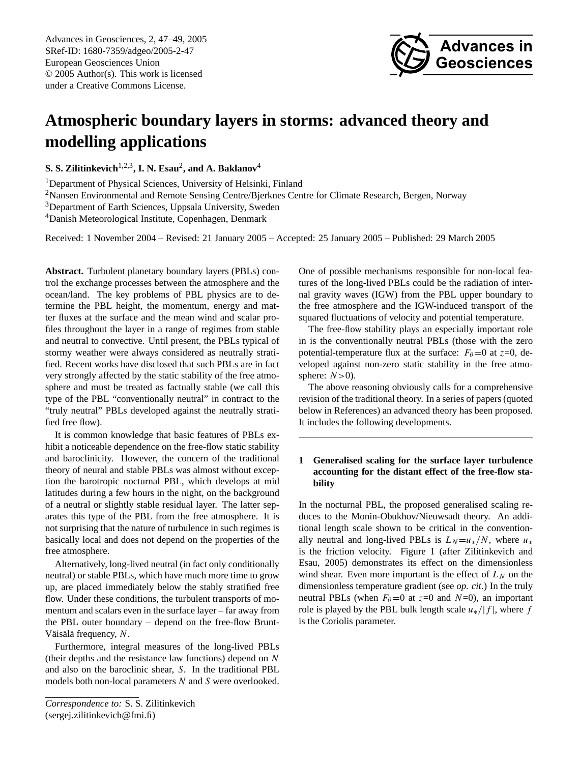# Atmospheric boundary layers in storms: advanced theory and modelling applications

**S. S. Zilitinkevich**[1,2,3]**, I. N. Esau**[2]**, and A. Baklanov**[4]

[1]Department of Physical Sciences, University of Helsinki, Finland

[2]Nansen Environmental and Remote Sensing Centre/Bjerknes Centre for Climate Research, Bergen, Norway

[3]Department of Earth Sciences, Uppsala University, Sweden

[4]Danish Meteorological Institute, Copenhagen, Denmark

Received: 1 November 2004 – Revised: 21 January 2005 – Accepted: 25 January 2005 – Published: 29 March 2005

**Abstract.** Turbulent planetary boundary layers (PBLs) control the exchange processes between the atmosphere and the ocean/land. The key problems of PBL physics are to determine the PBL height, the momentum, energy and matter fluxes at the surface and the mean wind and scalar profiles throughout the layer in a range of regimes from stable and neutral to convective. Until present, the PBLs typical of stormy weather were always considered as neutrally stratified. Recent works have disclosed that such PBLs are in fact very strongly affected by the static stability of the free atmosphere and must be treated as factually stable (we call this type of the PBL "conventionally neutral" in contract to the "truly neutral" PBLs developed against the neutrally stratified free flow).

It is common knowledge that basic features of PBLs exhibit a noticeable dependence on the free-flow static stability and baroclinicity. However, the concern of the traditional theory of neural and stable PBLs was almost without exception the barotropic nocturnal PBL, which develops at mid latitudes during a few hours in the night, on the background of a neutral or slightly stable residual layer. The latter separates this type of the PBL from the free atmosphere. It is not surprising that the nature of turbulence in such regimes is basically local and does not depend on the properties of the free atmosphere.

Alternatively, long-lived neutral (in fact only conditionally neutral) or stable PBLs, which have much more time to grow up, are placed immediately below the stably stratified free flow. Under these conditions, the turbulent transports of momentum and scalars even in the surface layer – far away from the PBL outer boundary – depend on the free-flow Brunt-Väisälä frequency, $N$.

Furthermore, integral measures of the long-lived PBLs (their depths and the resistance law functions) depend on $N$ and also on the baroclinic shear, $S$. In the traditional PBL models both non-local parameters $N$ and $S$ were overlooked. One of possible mechanisms responsible for non-local features of the long-lived PBLs could be the radiation of internal gravity waves (IGW) from the PBL upper boundary to the free atmosphere and the IGW-induced transport of the squared fluctuations of velocity and potential temperature.

The free-flow stability plays an especially important role in is the conventionally neutral PBLs (those with the zero potential-temperature flux at the surface: $F_\theta=0$ at $z=0$, developed against non-zero static stability in the free atmosphere: $N>0$).

The above reasoning obviously calls for a comprehensive revision of the traditional theory. In a series of papers (quoted below in References) an advanced theory has been proposed. It includes the following developments.

## 1 Generalised scaling for the surface layer turbulence accounting for the distant effect of the free-flow stability

In the nocturnal PBL, the proposed generalised scaling reduces to the Monin-Obukhov/Nieuwsadt theory. An additional length scale shown to be critical in the conventionally neutral and long-lived PBLs is $L_N=u_*/N$, where $u_*$ is the friction velocity. Figure 1 (after Zilitinkevich and Esau, 2005) demonstrates its effect on the dimensionless wind shear. Even more important is the effect of $L_N$ on the dimensionless temperature gradient (see *op. cit*.) In the truly neutral PBLs (when $F_\theta=0$ at $z=0$ and $N=0$), an important role is played by the PBL bulk length scale $u_*/|f|$, where $f$ is the Coriolis parameter.

---

*Correspondence to:* S. S. Zilitinkevich
(sergej.zilitinkevich@fmi.fi)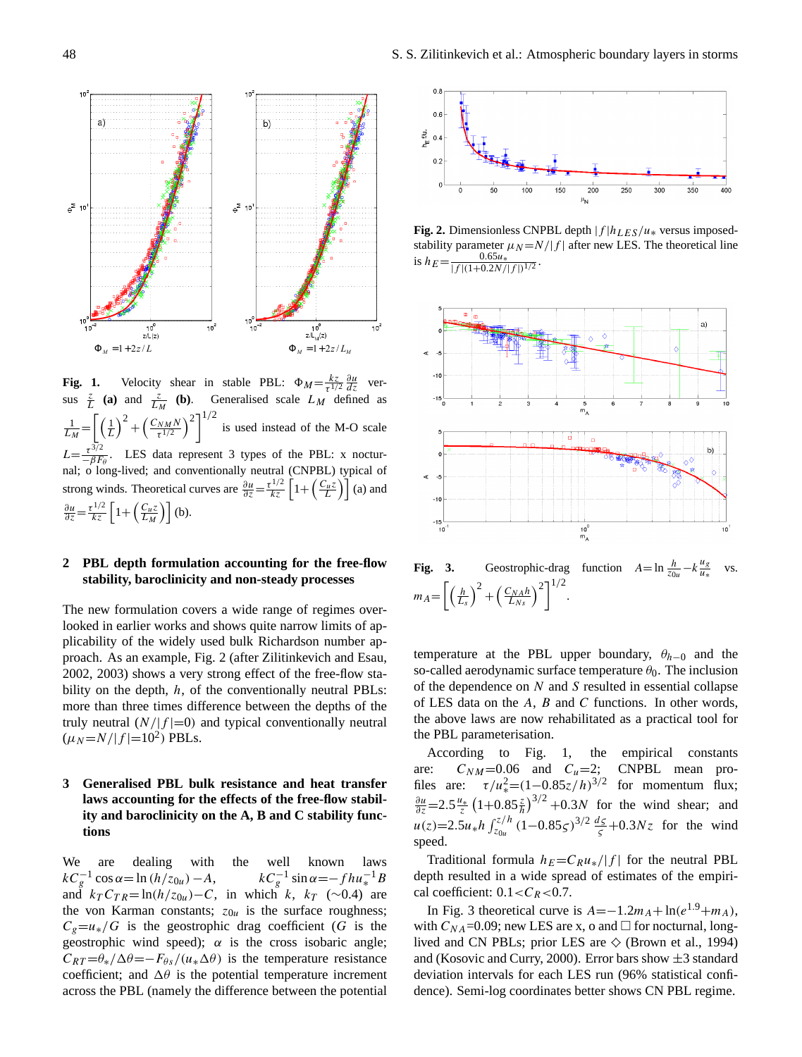**Fig. 1.** Velocity shear in stable PBL: $\Phi_M = \frac{kz}{\tau^{1/2}} \frac{\partial u}{dz}$ versus $\frac{z}{L}$ **(a)** and $\frac{z}{L_M}$ **(b)**. Generalised scale $L_M$ defined as $\frac{1}{L_M} = \left[ \left(\frac{1}{L}\right)^2 + \left(\frac{C_{NM}N}{\tau^{1/2}}\right)^2 \right]^{1/2}$ is used instead of the M-O scale $L = \frac{\tau^{3/2}}{-\beta F_\theta}$. LES data represent 3 types of the PBL: x nocturnal; o long-lived; and conventionally neutral (CNPBL) typical of strong winds. Theoretical curves are $\frac{\partial u}{\partial z} = \frac{\tau^{1/2}}{kz}\left[1 + \left(\frac{C_u z}{L}\right)\right]$ (a) and $\frac{\partial u}{\partial z} = \frac{\tau^{1/2}}{kz}\left[1 + \left(\frac{C_u z}{L_M}\right)\right]$ (b).

## 2 PBL depth formulation accounting for the free-flow stability, baroclinicity and non-steady processes

The new formulation covers a wide range of regimes overlooked in earlier works and shows quite narrow limits of applicability of the widely used bulk Richardson number approach. As an example, Fig. 2 (after Zilitinkevich and Esau, 2002, 2003) shows a very strong effect of the free-flow stability on the depth, $h$, of the conventionally neutral PBLs: more than three times difference between the depths of the truly neutral ($N/|f|=0$) and typical conventionally neutral ($\mu_N = N/|f| = 10^2$) PBLs.

## 3 Generalised PBL bulk resistance and heat transfer laws accounting for the effects of the free-flow stability and baroclinicity on the A, B and C stability functions

We are dealing with the well known laws $kC_g^{-1}\cos\alpha = \ln(h/z_{0u}) - A$, $kC_g^{-1}\sin\alpha = -fhu_*^{-1}B$ and $k_T C_{TR} = \ln(h/z_{0u}) - C$, in which $k$, $k_T$ ($\sim$0.4) are the von Karman constants; $z_{0u}$ is the surface roughness; $C_g = u_*/G$ is the geostrophic drag coefficient ($G$ is the geostrophic wind speed); $\alpha$ is the cross isobaric angle; $C_{RT} = \theta_*/\Delta\theta = -F_{\theta s}/(u_*\Delta\theta)$ is the temperature resistance coefficient; and $\Delta\theta$ is the potential temperature increment across the PBL (namely the difference between the potential

**Fig. 2.** Dimensionless CNPBL depth $|f|h_{LES}/u_*$ versus imposed-stability parameter $\mu_N = N/|f|$ after new LES. The theoretical line is $h_E = \frac{0.65u_*}{|f|(1+0.2N/|f|)^{1/2}}$.

**Fig. 3.** Geostrophic-drag function $A = \ln\frac{h}{z_{0u}} - k\frac{u_g}{u_*}$ vs. $m_A = \left[\left(\frac{h}{L_s}\right)^2 + \left(\frac{C_{NA}h}{L_{Ns}}\right)^2\right]^{1/2}$.

temperature at the PBL upper boundary, $\theta_{h-0}$ and the so-called aerodynamic surface temperature $\theta_0$. The inclusion of the dependence on $N$ and $S$ resulted in essential collapse of LES data on the $A$, $B$ and $C$ functions. In other words, the above laws are now rehabilitated as a practical tool for the PBL parameterisation.

According to Fig. 1, the empirical constants are: $C_{NM}=0.06$ and $C_u=2$; CNPBL mean profiles are: $\tau/u_*^2 = (1-0.85z/h)^{3/2}$ for momentum flux; $\frac{\partial u}{\partial z} = 2.5\frac{u_*}{z}\left(1+0.85\frac{z}{h}\right)^{3/2} + 0.3N$ for the wind shear; and $u(z) = 2.5u_*h\int_{z_{0u}}^{z/h}(1-0.85\varsigma)^{3/2}\frac{d\varsigma}{\varsigma} + 0.3Nz$ for the wind speed.

Traditional formula $h_E = C_R u_*/|f|$ for the neutral PBL depth resulted in a wide spread of estimates of the empirical coefficient: $0.1 < C_R < 0.7$.

In Fig. 3 theoretical curve is $A = -1.2m_A + \ln(e^{1.9} + m_A)$, with $C_{NA}=0.09$; new LES are x, o and □ for nocturnal, long-lived and CN PBLs; prior LES are ◇ (Brown et al., 1994) and (Kosovic and Curry, 2000). Error bars show ±3 standard deviation intervals for each LES run (96% statistical confidence). Semi-log coordinates better shows CN PBL regime.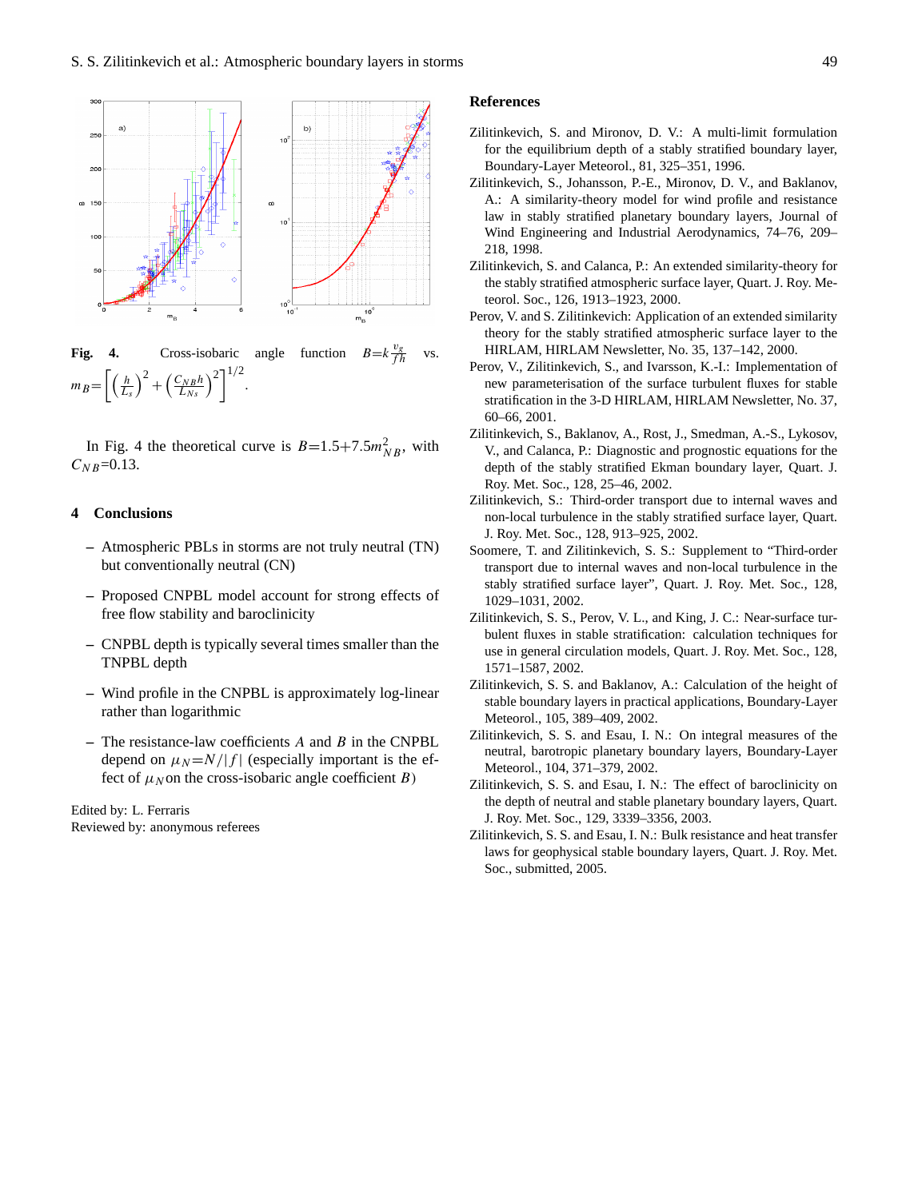a)

300
250
200
150
100
50
0

B

0 2 4 6

$m_B$

b)

$10^2$

$10^1$

$10^0$

B

$10^{-1}$ $10^0$

$m_B$

**Fig. 4.** Cross-isobaric angle function $B = k\frac{v_g}{fh}$ vs. $m_B = \left[\left(\frac{h}{L_s}\right)^2 + \left(\frac{C_{NB}h}{L_{Ns}}\right)^2\right]^{1/2}$.

In Fig. 4 the theoretical curve is $B=1.5+7.5m_{NB}^2$, with $C_{NB}=0.13$.

## 4 Conclusions

- Atmospheric PBLs in storms are not truly neutral (TN) but conventionally neutral (CN)
- Proposed CNPBL model account for strong effects of free flow stability and baroclinicity
- CNPBL depth is typically several times smaller than the TNPBL depth
- Wind profile in the CNPBL is approximately log-linear rather than logarithmic
- The resistance-law coefficients $A$ and $B$ in the CNPBL depend on $\mu_N = N/|f|$ (especially important is the effect of $\mu_N$ on the cross-isobaric angle coefficient $B$)

Edited by: L. Ferraris
Reviewed by: anonymous referees

## References

Zilitinkevich, S. and Mironov, D. V.: A multi-limit formulation for the equilibrium depth of a stably stratified boundary layer, Boundary-Layer Meteorol., 81, 325–351, 1996.

Zilitinkevich, S., Johansson, P.-E., Mironov, D. V., and Baklanov, A.: A similarity-theory model for wind profile and resistance law in stably stratified planetary boundary layers, Journal of Wind Engineering and Industrial Aerodynamics, 74–76, 209–218, 1998.

Zilitinkevich, S. and Calanca, P.: An extended similarity-theory for the stably stratified atmospheric surface layer, Quart. J. Roy. Meteorol. Soc., 126, 1913–1923, 2000.

Perov, V. and S. Zilitinkevich: Application of an extended similarity theory for the stably stratified atmospheric surface layer to the HIRLAM, HIRLAM Newsletter, No. 35, 137–142, 2000.

Perov, V., Zilitinkevich, S., and Ivarsson, K.-I.: Implementation of new parameterisation of the surface turbulent fluxes for stable stratification in the 3-D HIRLAM, HIRLAM Newsletter, No. 37, 60–66, 2001.

Zilitinkevich, S., Baklanov, A., Rost, J., Smedman, A.-S., Lykosov, V., and Calanca, P.: Diagnostic and prognostic equations for the depth of the stably stratified Ekman boundary layer, Quart. J. Roy. Met. Soc., 128, 25–46, 2002.

Zilitinkevich, S.: Third-order transport due to internal waves and non-local turbulence in the stably stratified surface layer, Quart. J. Roy. Met. Soc., 128, 913–925, 2002.

Soomere, T. and Zilitinkevich, S. S.: Supplement to "Third-order transport due to internal waves and non-local turbulence in the stably stratified surface layer", Quart. J. Roy. Met. Soc., 128, 1029–1031, 2002.

Zilitinkevich, S. S., Perov, V. L., and King, J. C.: Near-surface turbulent fluxes in stable stratification: calculation techniques for use in general circulation models, Quart. J. Roy. Met. Soc., 128, 1571–1587, 2002.

Zilitinkevich, S. S. and Baklanov, A.: Calculation of the height of stable boundary layers in practical applications, Boundary-Layer Meteorol., 105, 389–409, 2002.

Zilitinkevich, S. S. and Esau, I. N.: On integral measures of the neutral, barotropic planetary boundary layers, Boundary-Layer Meteorol., 104, 371–379, 2002.

Zilitinkevich, S. S. and Esau, I. N.: The effect of baroclinicity on the depth of neutral and stable planetary boundary layers, Quart. J. Roy. Met. Soc., 129, 3339–3356, 2003.

Zilitinkevich, S. S. and Esau, I. N.: Bulk resistance and heat transfer laws for geophysical stable boundary layers, Quart. J. Roy. Met. Soc., submitted, 2005.